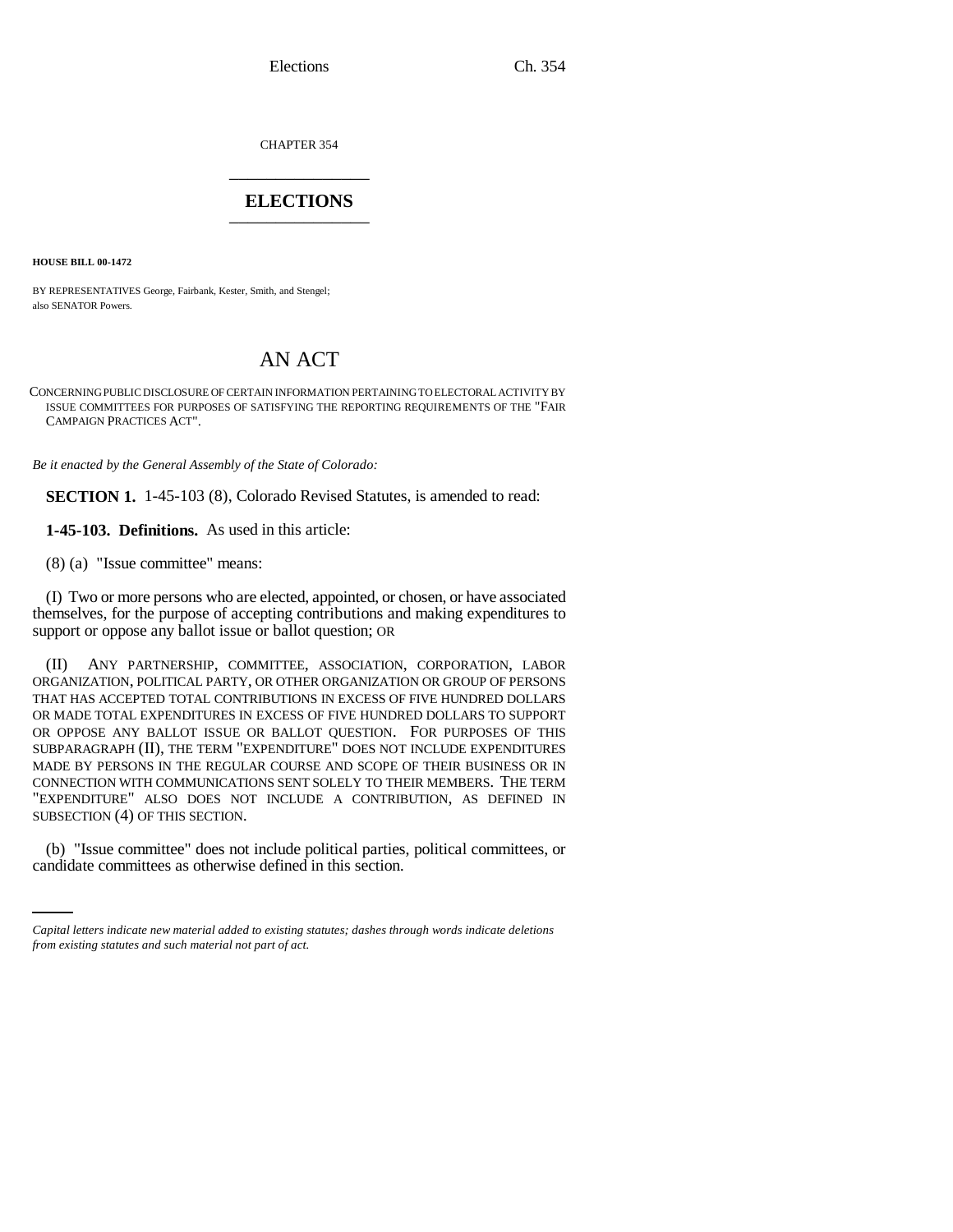CHAPTER 354

# ELECTIONS

**HOUSE BILL 00-1472**

BY REPRESENTATIVES George, Fairbank, Kester, Smith, and Stengel;
also SENATOR Powers.

# AN ACT

CONCERNING PUBLIC DISCLOSURE OF CERTAIN INFORMATION PERTAINING TO ELECTORAL ACTIVITY BY ISSUE COMMITTEES FOR PURPOSES OF SATISFYING THE REPORTING REQUIREMENTS OF THE "FAIR CAMPAIGN PRACTICES ACT".

*Be it enacted by the General Assembly of the State of Colorado:*

**SECTION 1.** 1-45-103 (8), Colorado Revised Statutes, is amended to read:

**1-45-103. Definitions.** As used in this article:

(8) (a) "Issue committee" means:

(I) Two or more persons who are elected, appointed, or chosen, or have associated themselves, for the purpose of accepting contributions and making expenditures to support or oppose any ballot issue or ballot question; OR

(II) ANY PARTNERSHIP, COMMITTEE, ASSOCIATION, CORPORATION, LABOR ORGANIZATION, POLITICAL PARTY, OR OTHER ORGANIZATION OR GROUP OF PERSONS THAT HAS ACCEPTED TOTAL CONTRIBUTIONS IN EXCESS OF FIVE HUNDRED DOLLARS OR MADE TOTAL EXPENDITURES IN EXCESS OF FIVE HUNDRED DOLLARS TO SUPPORT OR OPPOSE ANY BALLOT ISSUE OR BALLOT QUESTION. FOR PURPOSES OF THIS SUBPARAGRAPH (II), THE TERM "EXPENDITURE" DOES NOT INCLUDE EXPENDITURES MADE BY PERSONS IN THE REGULAR COURSE AND SCOPE OF THEIR BUSINESS OR IN CONNECTION WITH COMMUNICATIONS SENT SOLELY TO THEIR MEMBERS. THE TERM "EXPENDITURE" ALSO DOES NOT INCLUDE A CONTRIBUTION, AS DEFINED IN SUBSECTION (4) OF THIS SECTION.

(b) "Issue committee" does not include political parties, political committees, or candidate committees as otherwise defined in this section.

*Capital letters indicate new material added to existing statutes; dashes through words indicate deletions from existing statutes and such material not part of act.*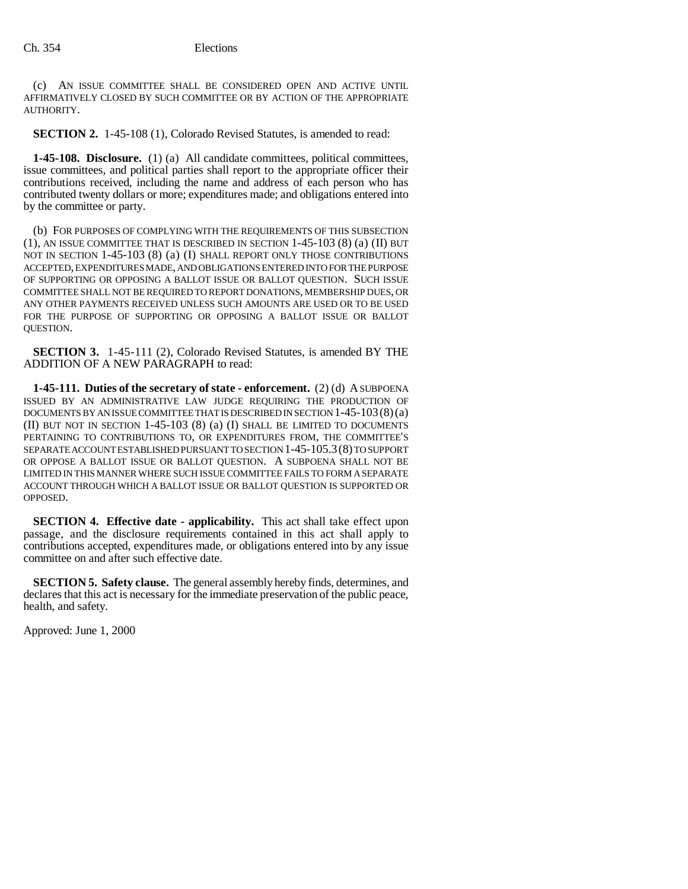(c) AN ISSUE COMMITTEE SHALL BE CONSIDERED OPEN AND ACTIVE UNTIL AFFIRMATIVELY CLOSED BY SUCH COMMITTEE OR BY ACTION OF THE APPROPRIATE AUTHORITY.

**SECTION 2.** 1-45-108 (1), Colorado Revised Statutes, is amended to read:

**1-45-108. Disclosure.** (1) (a) All candidate committees, political committees, issue committees, and political parties shall report to the appropriate officer their contributions received, including the name and address of each person who has contributed twenty dollars or more; expenditures made; and obligations entered into by the committee or party.

(b) FOR PURPOSES OF COMPLYING WITH THE REQUIREMENTS OF THIS SUBSECTION (1), AN ISSUE COMMITTEE THAT IS DESCRIBED IN SECTION 1-45-103 (8) (a) (II) BUT NOT IN SECTION 1-45-103 (8) (a) (I) SHALL REPORT ONLY THOSE CONTRIBUTIONS ACCEPTED, EXPENDITURES MADE, AND OBLIGATIONS ENTERED INTO FOR THE PURPOSE OF SUPPORTING OR OPPOSING A BALLOT ISSUE OR BALLOT QUESTION. SUCH ISSUE COMMITTEE SHALL NOT BE REQUIRED TO REPORT DONATIONS, MEMBERSHIP DUES, OR ANY OTHER PAYMENTS RECEIVED UNLESS SUCH AMOUNTS ARE USED OR TO BE USED FOR THE PURPOSE OF SUPPORTING OR OPPOSING A BALLOT ISSUE OR BALLOT QUESTION.

**SECTION 3.** 1-45-111 (2), Colorado Revised Statutes, is amended BY THE ADDITION OF A NEW PARAGRAPH to read:

**1-45-111. Duties of the secretary of state - enforcement.** (2) (d) A SUBPOENA ISSUED BY AN ADMINISTRATIVE LAW JUDGE REQUIRING THE PRODUCTION OF DOCUMENTS BY AN ISSUE COMMITTEE THAT IS DESCRIBED IN SECTION 1-45-103 (8) (a) (II) BUT NOT IN SECTION 1-45-103 (8) (a) (I) SHALL BE LIMITED TO DOCUMENTS PERTAINING TO CONTRIBUTIONS TO, OR EXPENDITURES FROM, THE COMMITTEE'S SEPARATE ACCOUNT ESTABLISHED PURSUANT TO SECTION 1-45-105.3 (8) TO SUPPORT OR OPPOSE A BALLOT ISSUE OR BALLOT QUESTION. A SUBPOENA SHALL NOT BE LIMITED IN THIS MANNER WHERE SUCH ISSUE COMMITTEE FAILS TO FORM A SEPARATE ACCOUNT THROUGH WHICH A BALLOT ISSUE OR BALLOT QUESTION IS SUPPORTED OR OPPOSED.

**SECTION 4. Effective date - applicability.** This act shall take effect upon passage, and the disclosure requirements contained in this act shall apply to contributions accepted, expenditures made, or obligations entered into by any issue committee on and after such effective date.

**SECTION 5. Safety clause.** The general assembly hereby finds, determines, and declares that this act is necessary for the immediate preservation of the public peace, health, and safety.

Approved: June 1, 2000